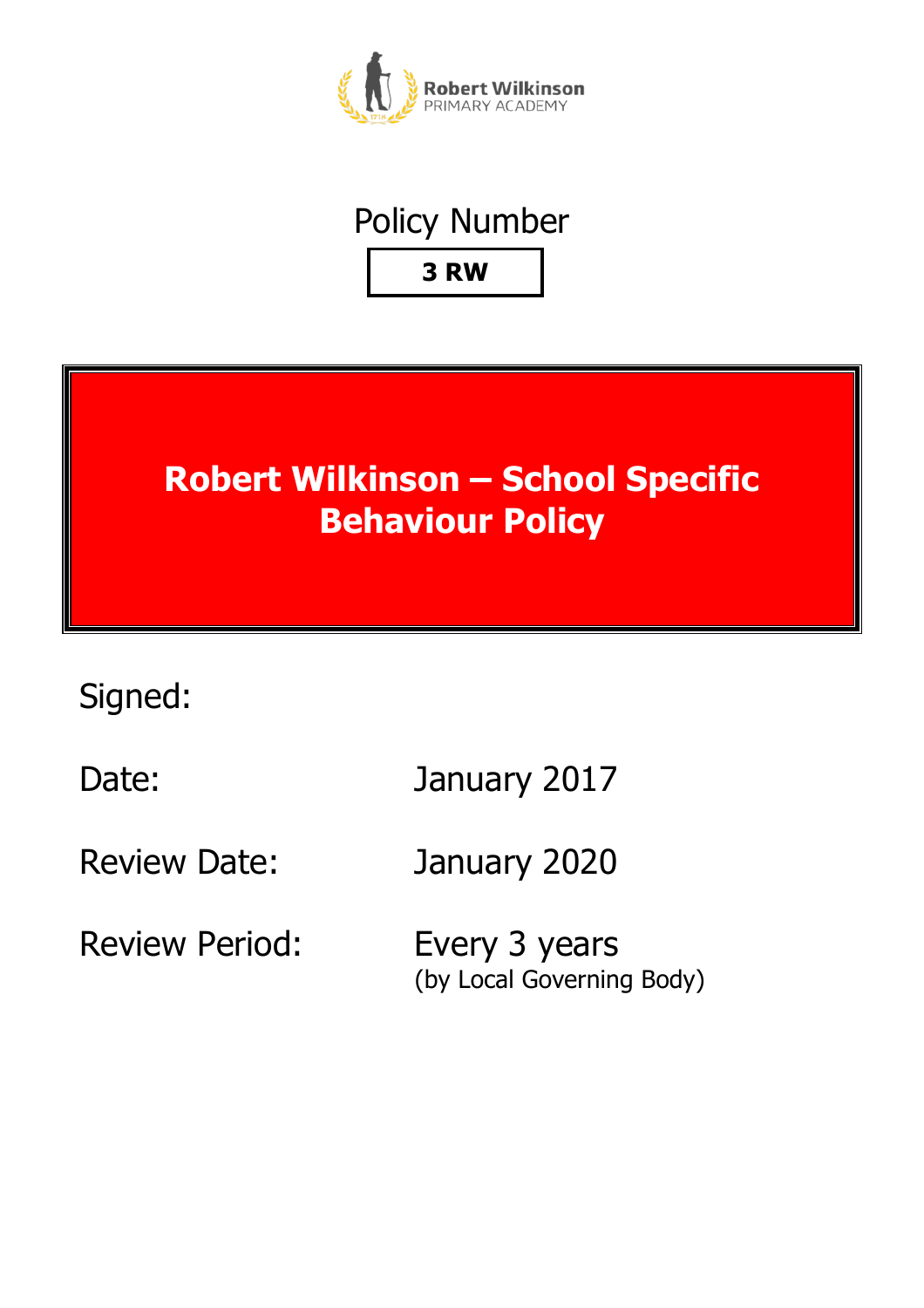Robert Wilkinson
PRIMARY ACADEMY

Policy Number

**3 RW**

# Robert Wilkinson – School Specific Behaviour Policy

Signed:

Date: January 2017

Review Date: January 2020

Review Period: Every 3 years
(by Local Governing Body)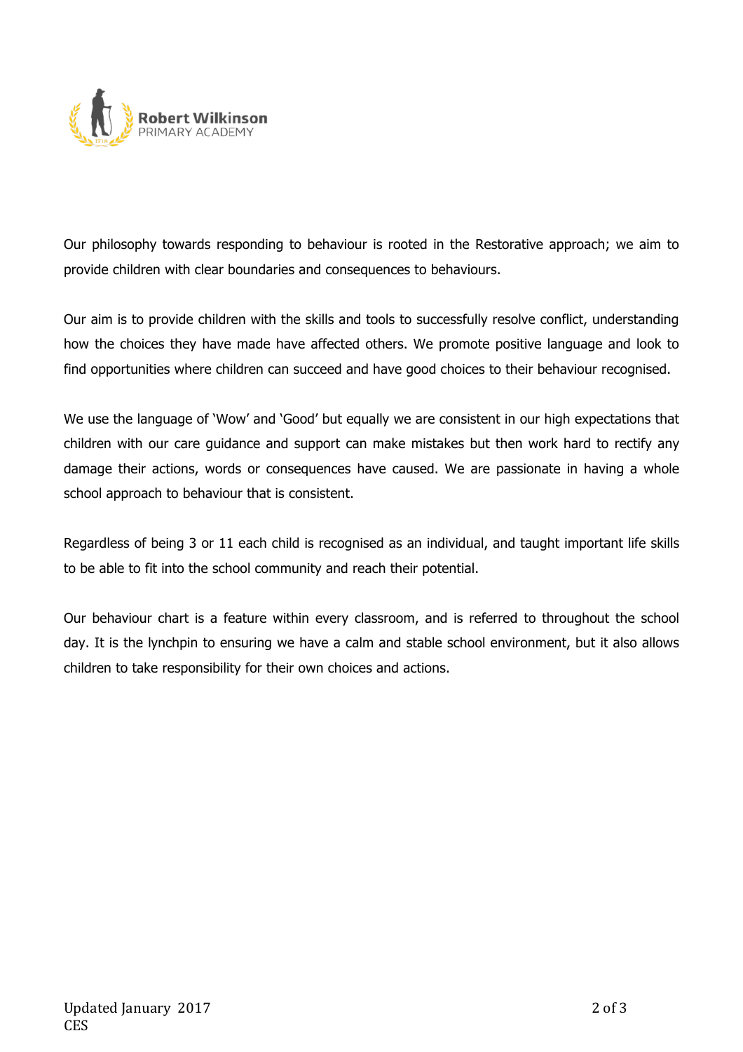Our philosophy towards responding to behaviour is rooted in the Restorative approach; we aim to provide children with clear boundaries and consequences to behaviours.

Our aim is to provide children with the skills and tools to successfully resolve conflict, understanding how the choices they have made have affected others. We promote positive language and look to find opportunities where children can succeed and have good choices to their behaviour recognised.

We use the language of 'Wow' and 'Good' but equally we are consistent in our high expectations that children with our care guidance and support can make mistakes but then work hard to rectify any damage their actions, words or consequences have caused. We are passionate in having a whole school approach to behaviour that is consistent.

Regardless of being 3 or 11 each child is recognised as an individual, and taught important life skills to be able to fit into the school community and reach their potential.

Our behaviour chart is a feature within every classroom, and is referred to throughout the school day. It is the lynchpin to ensuring we have a calm and stable school environment, but it also allows children to take responsibility for their own choices and actions.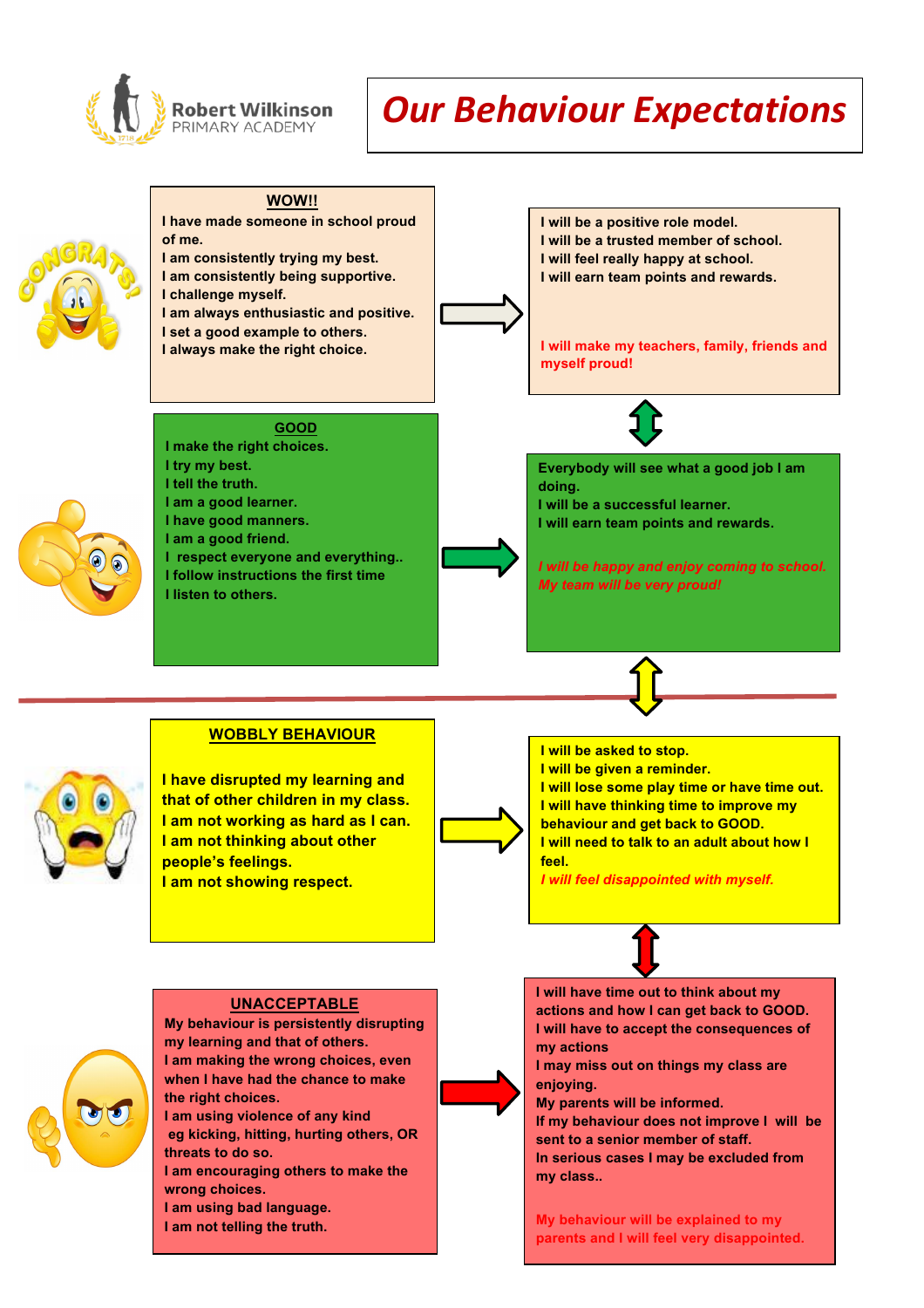Robert Wilkinson PRIMARY ACADEMY

# *Our Behaviour Expectations*

## WOW!!

I have made someone in school proud of me.
I am consistently trying my best.
I am consistently being supportive.
I challenge myself.
I am always enthusiastic and positive.
I set a good example to others.
I always make the right choice.

I will be a positive role model.
I will be a trusted member of school.
I will feel really happy at school.
I will earn team points and rewards.

I will make my teachers, family, friends and myself proud!

## GOOD

I make the right choices.
I try my best.
I tell the truth.
I am a good learner.
I have good manners.
I am a good friend.
I respect everyone and everything..
I follow instructions the first time
I listen to others.

Everybody will see what a good job I am doing.
I will be a successful learner.
I will earn team points and rewards.

*I will be happy and enjoy coming to school.*
*My team will be very proud!*

## WOBBLY BEHAVIOUR

I have disrupted my learning and that of other children in my class.
I am not working as hard as I can.
I am not thinking about other people's feelings.
I am not showing respect.

I will be asked to stop.
I will be given a reminder.
I will lose some play time or have time out.
I will have thinking time to improve my behaviour and get back to GOOD.
I will need to talk to an adult about how I feel.
*I will feel disappointed with myself.*

## UNACCEPTABLE

My behaviour is persistently disrupting my learning and that of others.
I am making the wrong choices, even when I have had the chance to make the right choices.
I am using violence of any kind eg kicking, hitting, hurting others, OR threats to do so.
I am encouraging others to make the wrong choices.
I am using bad language.
I am not telling the truth.

I will have time out to think about my actions and how I can get back to GOOD.
I will have to accept the consequences of my actions
I may miss out on things my class are enjoying.
My parents will be informed.
If my behaviour does not improve I will be sent to a senior member of staff.
In serious cases I may be excluded from my class..

My behaviour will be explained to my parents and I will feel very disappointed.